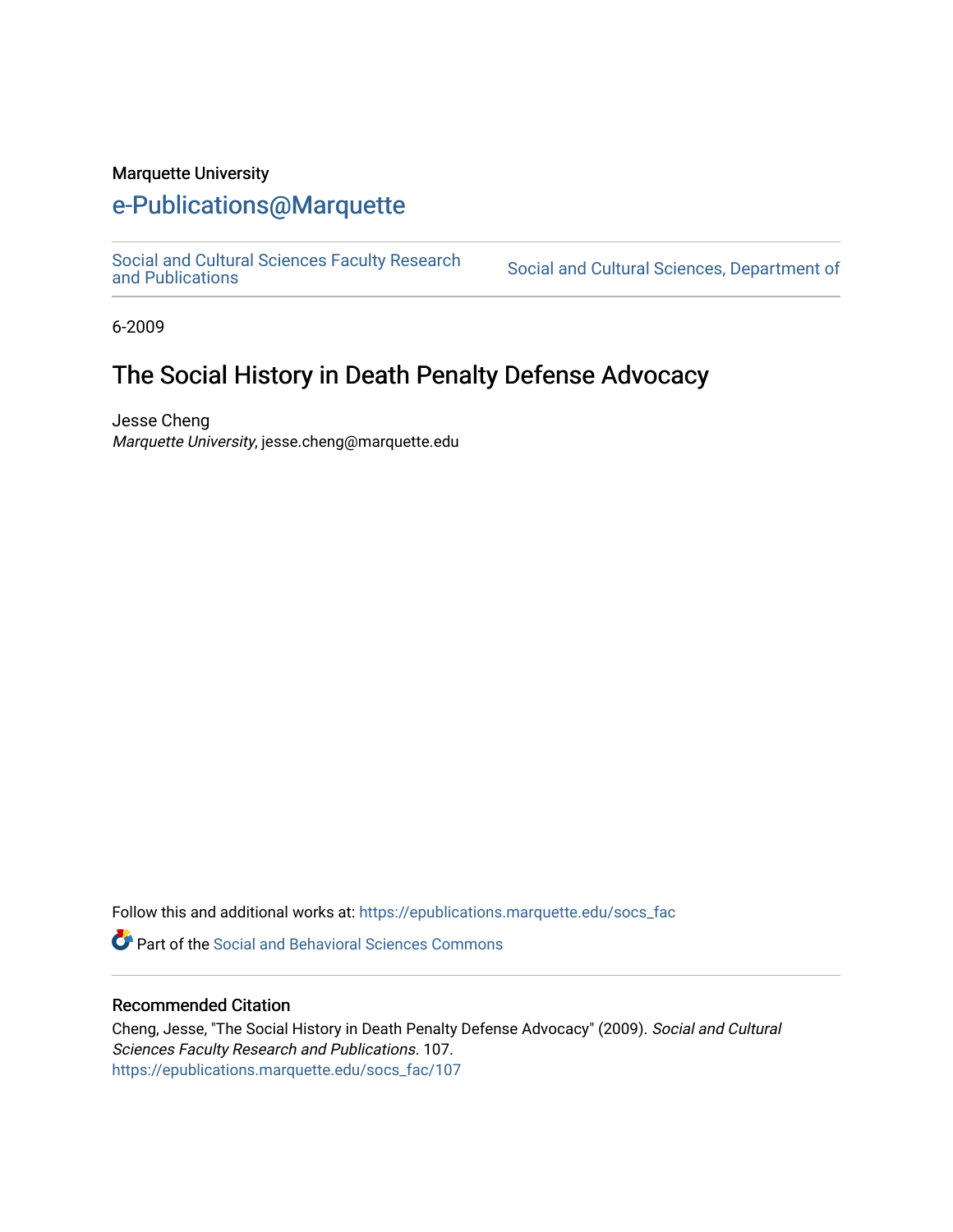Marquette University

# e-Publications@Marquette

Social and Cultural Sciences Faculty Research and Publications | Social and Cultural Sciences, Department of

6-2009

## The Social History in Death Penalty Defense Advocacy

Jesse Cheng
*Marquette University*, jesse.cheng@marquette.edu

Follow this and additional works at: https://epublications.marquette.edu/socs_fac

Part of the Social and Behavioral Sciences Commons

### Recommended Citation

Cheng, Jesse, "The Social History in Death Penalty Defense Advocacy" (2009). *Social and Cultural Sciences Faculty Research and Publications*. 107.
https://epublications.marquette.edu/socs_fac/107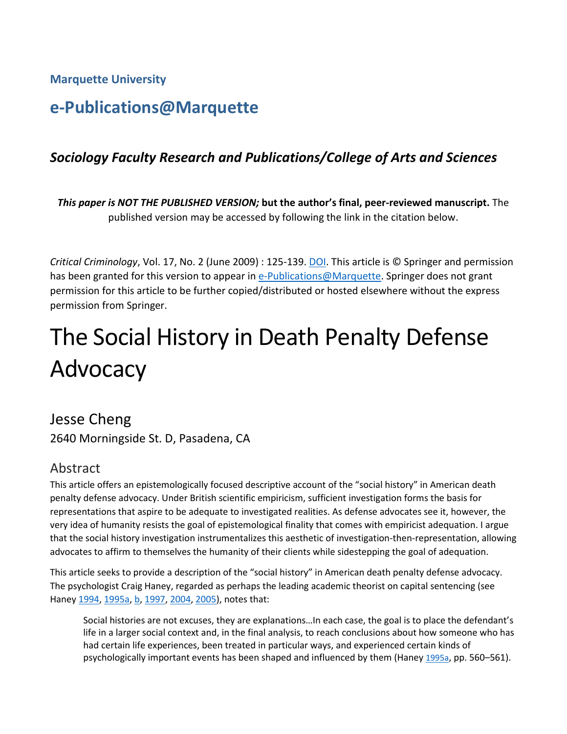Marquette University

# e-Publications@Marquette

### *Sociology Faculty Research and Publications/College of Arts and Sciences*

***This paper is NOT THE PUBLISHED VERSION;* but the author's final, peer-reviewed manuscript.** The published version may be accessed by following the link in the citation below.

*Critical Criminology*, Vol. 17, No. 2 (June 2009) : 125-139. DOI. This article is © Springer and permission has been granted for this version to appear in e-Publications@Marquette. Springer does not grant permission for this article to be further copied/distributed or hosted elsewhere without the express permission from Springer.

# The Social History in Death Penalty Defense Advocacy

Jesse Cheng
2640 Morningside St. D, Pasadena, CA

## Abstract

This article offers an epistemologically focused descriptive account of the "social history" in American death penalty defense advocacy. Under British scientific empiricism, sufficient investigation forms the basis for representations that aspire to be adequate to investigated realities. As defense advocates see it, however, the very idea of humanity resists the goal of epistemological finality that comes with empiricist adequation. I argue that the social history investigation instrumentalizes this aesthetic of investigation-then-representation, allowing advocates to affirm to themselves the humanity of their clients while sidestepping the goal of adequation.

This article seeks to provide a description of the "social history" in American death penalty defense advocacy. The psychologist Craig Haney, regarded as perhaps the leading academic theorist on capital sentencing (see Haney 1994, 1995a, b, 1997, 2004, 2005), notes that:

> Social histories are not excuses, they are explanations…In each case, the goal is to place the defendant's life in a larger social context and, in the final analysis, to reach conclusions about how someone who has had certain life experiences, been treated in particular ways, and experienced certain kinds of psychologically important events has been shaped and influenced by them (Haney 1995a, pp. 560–561).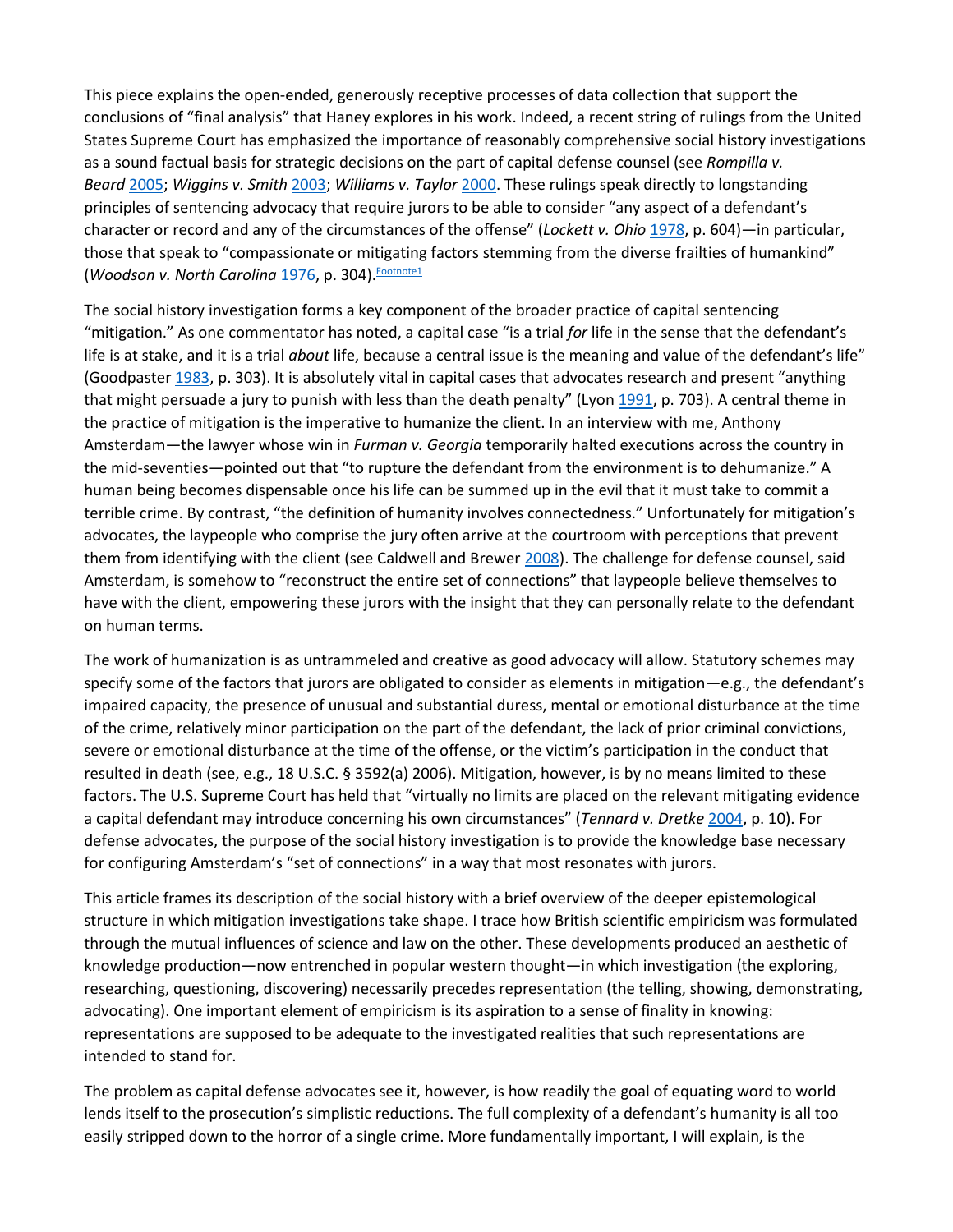This piece explains the open-ended, generously receptive processes of data collection that support the conclusions of "final analysis" that Haney explores in his work. Indeed, a recent string of rulings from the United States Supreme Court has emphasized the importance of reasonably comprehensive social history investigations as a sound factual basis for strategic decisions on the part of capital defense counsel (see *Rompilla v. Beard* 2005; *Wiggins v. Smith* 2003; *Williams v. Taylor* 2000. These rulings speak directly to longstanding principles of sentencing advocacy that require jurors to be able to consider "any aspect of a defendant's character or record and any of the circumstances of the offense" (*Lockett v. Ohio* 1978, p. 604)—in particular, those that speak to "compassionate or mitigating factors stemming from the diverse frailties of humankind" (*Woodson v. North Carolina* 1976, p. 304).[Footnote1]

The social history investigation forms a key component of the broader practice of capital sentencing "mitigation." As one commentator has noted, a capital case "is a trial *for* life in the sense that the defendant's life is at stake, and it is a trial *about* life, because a central issue is the meaning and value of the defendant's life" (Goodpaster 1983, p. 303). It is absolutely vital in capital cases that advocates research and present "anything that might persuade a jury to punish with less than the death penalty" (Lyon 1991, p. 703). A central theme in the practice of mitigation is the imperative to humanize the client. In an interview with me, Anthony Amsterdam—the lawyer whose win in *Furman v. Georgia* temporarily halted executions across the country in the mid-seventies—pointed out that "to rupture the defendant from the environment is to dehumanize." A human being becomes dispensable once his life can be summed up in the evil that it must take to commit a terrible crime. By contrast, "the definition of humanity involves connectedness." Unfortunately for mitigation's advocates, the laypeople who comprise the jury often arrive at the courtroom with perceptions that prevent them from identifying with the client (see Caldwell and Brewer 2008). The challenge for defense counsel, said Amsterdam, is somehow to "reconstruct the entire set of connections" that laypeople believe themselves to have with the client, empowering these jurors with the insight that they can personally relate to the defendant on human terms.

The work of humanization is as untrammeled and creative as good advocacy will allow. Statutory schemes may specify some of the factors that jurors are obligated to consider as elements in mitigation—e.g., the defendant's impaired capacity, the presence of unusual and substantial duress, mental or emotional disturbance at the time of the crime, relatively minor participation on the part of the defendant, the lack of prior criminal convictions, severe or emotional disturbance at the time of the offense, or the victim's participation in the conduct that resulted in death (see, e.g., 18 U.S.C. § 3592(a) 2006). Mitigation, however, is by no means limited to these factors. The U.S. Supreme Court has held that "virtually no limits are placed on the relevant mitigating evidence a capital defendant may introduce concerning his own circumstances" (*Tennard v. Dretke* 2004, p. 10). For defense advocates, the purpose of the social history investigation is to provide the knowledge base necessary for configuring Amsterdam's "set of connections" in a way that most resonates with jurors.

This article frames its description of the social history with a brief overview of the deeper epistemological structure in which mitigation investigations take shape. I trace how British scientific empiricism was formulated through the mutual influences of science and law on the other. These developments produced an aesthetic of knowledge production—now entrenched in popular western thought—in which investigation (the exploring, researching, questioning, discovering) necessarily precedes representation (the telling, showing, demonstrating, advocating). One important element of empiricism is its aspiration to a sense of finality in knowing: representations are supposed to be adequate to the investigated realities that such representations are intended to stand for.

The problem as capital defense advocates see it, however, is how readily the goal of equating word to world lends itself to the prosecution's simplistic reductions. The full complexity of a defendant's humanity is all too easily stripped down to the horror of a single crime. More fundamentally important, I will explain, is the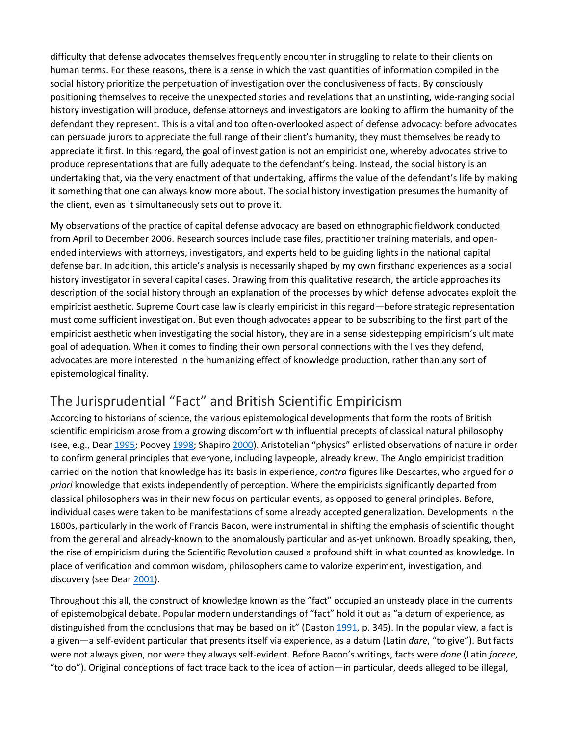difficulty that defense advocates themselves frequently encounter in struggling to relate to their clients on human terms. For these reasons, there is a sense in which the vast quantities of information compiled in the social history prioritize the perpetuation of investigation over the conclusiveness of facts. By consciously positioning themselves to receive the unexpected stories and revelations that an unstinting, wide-ranging social history investigation will produce, defense attorneys and investigators are looking to affirm the humanity of the defendant they represent. This is a vital and too often-overlooked aspect of defense advocacy: before advocates can persuade jurors to appreciate the full range of their client's humanity, they must themselves be ready to appreciate it first. In this regard, the goal of investigation is not an empiricist one, whereby advocates strive to produce representations that are fully adequate to the defendant's being. Instead, the social history is an undertaking that, via the very enactment of that undertaking, affirms the value of the defendant's life by making it something that one can always know more about. The social history investigation presumes the humanity of the client, even as it simultaneously sets out to prove it.

My observations of the practice of capital defense advocacy are based on ethnographic fieldwork conducted from April to December 2006. Research sources include case files, practitioner training materials, and open-ended interviews with attorneys, investigators, and experts held to be guiding lights in the national capital defense bar. In addition, this article's analysis is necessarily shaped by my own firsthand experiences as a social history investigator in several capital cases. Drawing from this qualitative research, the article approaches its description of the social history through an explanation of the processes by which defense advocates exploit the empiricist aesthetic. Supreme Court case law is clearly empiricist in this regard—before strategic representation must come sufficient investigation. But even though advocates appear to be subscribing to the first part of the empiricist aesthetic when investigating the social history, they are in a sense sidestepping empiricism's ultimate goal of adequation. When it comes to finding their own personal connections with the lives they defend, advocates are more interested in the humanizing effect of knowledge production, rather than any sort of epistemological finality.

## The Jurisprudential "Fact" and British Scientific Empiricism

According to historians of science, the various epistemological developments that form the roots of British scientific empiricism arose from a growing discomfort with influential precepts of classical natural philosophy (see, e.g., Dear 1995; Poovey 1998; Shapiro 2000). Aristotelian "physics" enlisted observations of nature in order to confirm general principles that everyone, including laypeople, already knew. The Anglo empiricist tradition carried on the notion that knowledge has its basis in experience, *contra* figures like Descartes, who argued for *a priori* knowledge that exists independently of perception. Where the empiricists significantly departed from classical philosophers was in their new focus on particular events, as opposed to general principles. Before, individual cases were taken to be manifestations of some already accepted generalization. Developments in the 1600s, particularly in the work of Francis Bacon, were instrumental in shifting the emphasis of scientific thought from the general and already-known to the anomalously particular and as-yet unknown. Broadly speaking, then, the rise of empiricism during the Scientific Revolution caused a profound shift in what counted as knowledge. In place of verification and common wisdom, philosophers came to valorize experiment, investigation, and discovery (see Dear 2001).

Throughout this all, the construct of knowledge known as the "fact" occupied an unsteady place in the currents of epistemological debate. Popular modern understandings of "fact" hold it out as "a datum of experience, as distinguished from the conclusions that may be based on it" (Daston 1991, p. 345). In the popular view, a fact is a given—a self-evident particular that presents itself via experience, as a datum (Latin *dare*, "to give"). But facts were not always given, nor were they always self-evident. Before Bacon's writings, facts were *done* (Latin *facere*, "to do"). Original conceptions of fact trace back to the idea of action—in particular, deeds alleged to be illegal,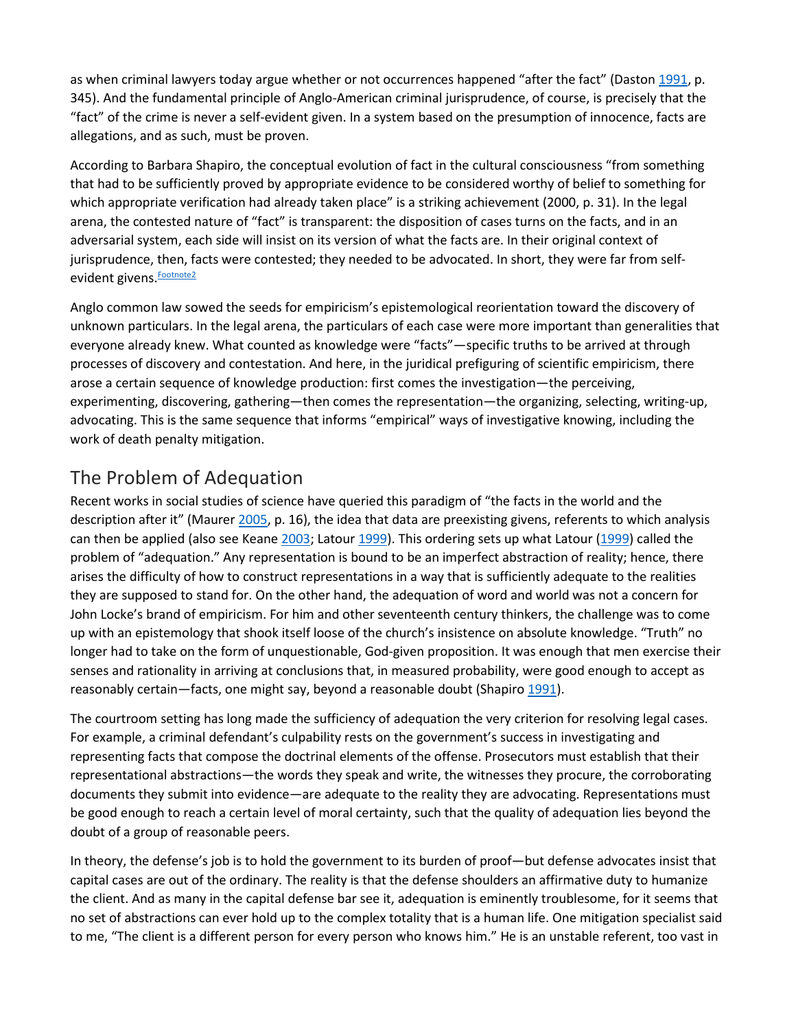as when criminal lawyers today argue whether or not occurrences happened "after the fact" (Daston 1991, p. 345). And the fundamental principle of Anglo-American criminal jurisprudence, of course, is precisely that the "fact" of the crime is never a self-evident given. In a system based on the presumption of innocence, facts are allegations, and as such, must be proven.

According to Barbara Shapiro, the conceptual evolution of fact in the cultural consciousness "from something that had to be sufficiently proved by appropriate evidence to be considered worthy of belief to something for which appropriate verification had already taken place" is a striking achievement (2000, p. 31). In the legal arena, the contested nature of "fact" is transparent: the disposition of cases turns on the facts, and in an adversarial system, each side will insist on its version of what the facts are. In their original context of jurisprudence, then, facts were contested; they needed to be advocated. In short, they were far from self-evident givens.[Footnote2]

Anglo common law sowed the seeds for empiricism's epistemological reorientation toward the discovery of unknown particulars. In the legal arena, the particulars of each case were more important than generalities that everyone already knew. What counted as knowledge were "facts"—specific truths to be arrived at through processes of discovery and contestation. And here, in the juridical prefiguring of scientific empiricism, there arose a certain sequence of knowledge production: first comes the investigation—the perceiving, experimenting, discovering, gathering—then comes the representation—the organizing, selecting, writing-up, advocating. This is the same sequence that informs "empirical" ways of investigative knowing, including the work of death penalty mitigation.

## The Problem of Adequation

Recent works in social studies of science have queried this paradigm of "the facts in the world and the description after it" (Maurer 2005, p. 16), the idea that data are preexisting givens, referents to which analysis can then be applied (also see Keane 2003; Latour 1999). This ordering sets up what Latour (1999) called the problem of "adequation." Any representation is bound to be an imperfect abstraction of reality; hence, there arises the difficulty of how to construct representations in a way that is sufficiently adequate to the realities they are supposed to stand for. On the other hand, the adequation of word and world was not a concern for John Locke's brand of empiricism. For him and other seventeenth century thinkers, the challenge was to come up with an epistemology that shook itself loose of the church's insistence on absolute knowledge. "Truth" no longer had to take on the form of unquestionable, God-given proposition. It was enough that men exercise their senses and rationality in arriving at conclusions that, in measured probability, were good enough to accept as reasonably certain—facts, one might say, beyond a reasonable doubt (Shapiro 1991).

The courtroom setting has long made the sufficiency of adequation the very criterion for resolving legal cases. For example, a criminal defendant's culpability rests on the government's success in investigating and representing facts that compose the doctrinal elements of the offense. Prosecutors must establish that their representational abstractions—the words they speak and write, the witnesses they procure, the corroborating documents they submit into evidence—are adequate to the reality they are advocating. Representations must be good enough to reach a certain level of moral certainty, such that the quality of adequation lies beyond the doubt of a group of reasonable peers.

In theory, the defense's job is to hold the government to its burden of proof—but defense advocates insist that capital cases are out of the ordinary. The reality is that the defense shoulders an affirmative duty to humanize the client. And as many in the capital defense bar see it, adequation is eminently troublesome, for it seems that no set of abstractions can ever hold up to the complex totality that is a human life. One mitigation specialist said to me, "The client is a different person for every person who knows him." He is an unstable referent, too vast in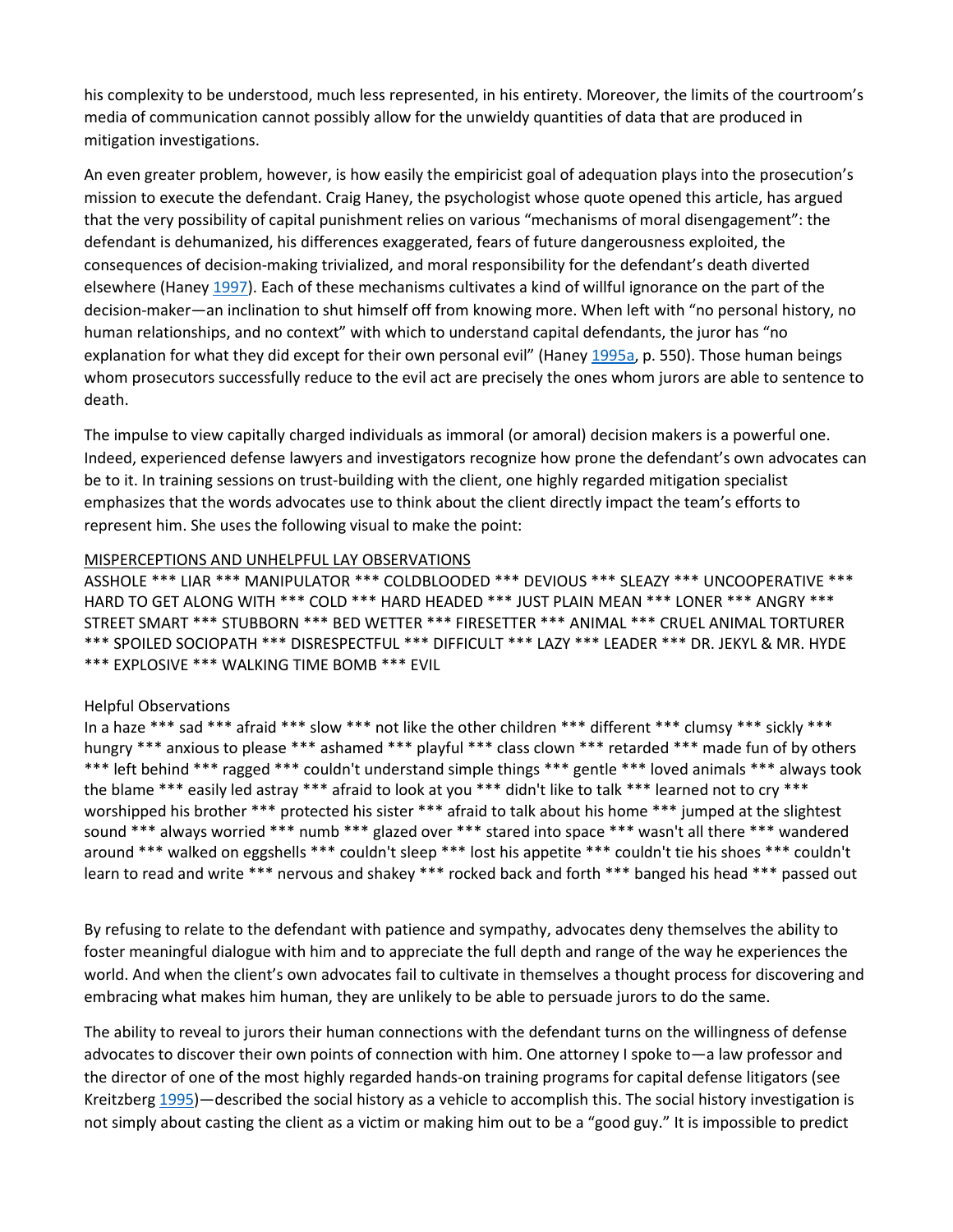his complexity to be understood, much less represented, in his entirety. Moreover, the limits of the courtroom's media of communication cannot possibly allow for the unwieldy quantities of data that are produced in mitigation investigations.

An even greater problem, however, is how easily the empiricist goal of adequation plays into the prosecution's mission to execute the defendant. Craig Haney, the psychologist whose quote opened this article, has argued that the very possibility of capital punishment relies on various "mechanisms of moral disengagement": the defendant is dehumanized, his differences exaggerated, fears of future dangerousness exploited, the consequences of decision-making trivialized, and moral responsibility for the defendant's death diverted elsewhere (Haney 1997). Each of these mechanisms cultivates a kind of willful ignorance on the part of the decision-maker—an inclination to shut himself off from knowing more. When left with "no personal history, no human relationships, and no context" with which to understand capital defendants, the juror has "no explanation for what they did except for their own personal evil" (Haney 1995a, p. 550). Those human beings whom prosecutors successfully reduce to the evil act are precisely the ones whom jurors are able to sentence to death.

The impulse to view capitally charged individuals as immoral (or amoral) decision makers is a powerful one. Indeed, experienced defense lawyers and investigators recognize how prone the defendant's own advocates can be to it. In training sessions on trust-building with the client, one highly regarded mitigation specialist emphasizes that the words advocates use to think about the client directly impact the team's efforts to represent him. She uses the following visual to make the point:

<u>MISPERCEPTIONS AND UNHELPFUL LAY OBSERVATIONS</u>
ASSHOLE *** LIAR *** MANIPULATOR *** COLDBLOODED *** DEVIOUS *** SLEAZY *** UNCOOPERATIVE *** HARD TO GET ALONG WITH *** COLD *** HARD HEADED *** JUST PLAIN MEAN *** LONER *** ANGRY *** STREET SMART *** STUBBORN *** BED WETTER *** FIRESETTER *** ANIMAL *** CRUEL ANIMAL TORTURER *** SPOILED SOCIOPATH *** DISRESPECTFUL *** DIFFICULT *** LAZY *** LEADER *** DR. JEKYL & MR. HYDE *** EXPLOSIVE *** WALKING TIME BOMB *** EVIL

Helpful Observations
In a haze *** sad *** afraid *** slow *** not like the other children *** different *** clumsy *** sickly *** hungry *** anxious to please *** ashamed *** playful *** class clown *** retarded *** made fun of by others *** left behind *** ragged *** couldn't understand simple things *** gentle *** loved animals *** always took the blame *** easily led astray *** afraid to look at you *** didn't like to talk *** learned not to cry *** worshipped his brother *** protected his sister *** afraid to talk about his home *** jumped at the slightest sound *** always worried *** numb *** glazed over *** stared into space *** wasn't all there *** wandered around *** walked on eggshells *** couldn't sleep *** lost his appetite *** couldn't tie his shoes *** couldn't learn to read and write *** nervous and shakey *** rocked back and forth *** banged his head *** passed out

By refusing to relate to the defendant with patience and sympathy, advocates deny themselves the ability to foster meaningful dialogue with him and to appreciate the full depth and range of the way he experiences the world. And when the client's own advocates fail to cultivate in themselves a thought process for discovering and embracing what makes him human, they are unlikely to be able to persuade jurors to do the same.

The ability to reveal to jurors their human connections with the defendant turns on the willingness of defense advocates to discover their own points of connection with him. One attorney I spoke to—a law professor and the director of one of the most highly regarded hands-on training programs for capital defense litigators (see Kreitzberg 1995)—described the social history as a vehicle to accomplish this. The social history investigation is not simply about casting the client as a victim or making him out to be a "good guy." It is impossible to predict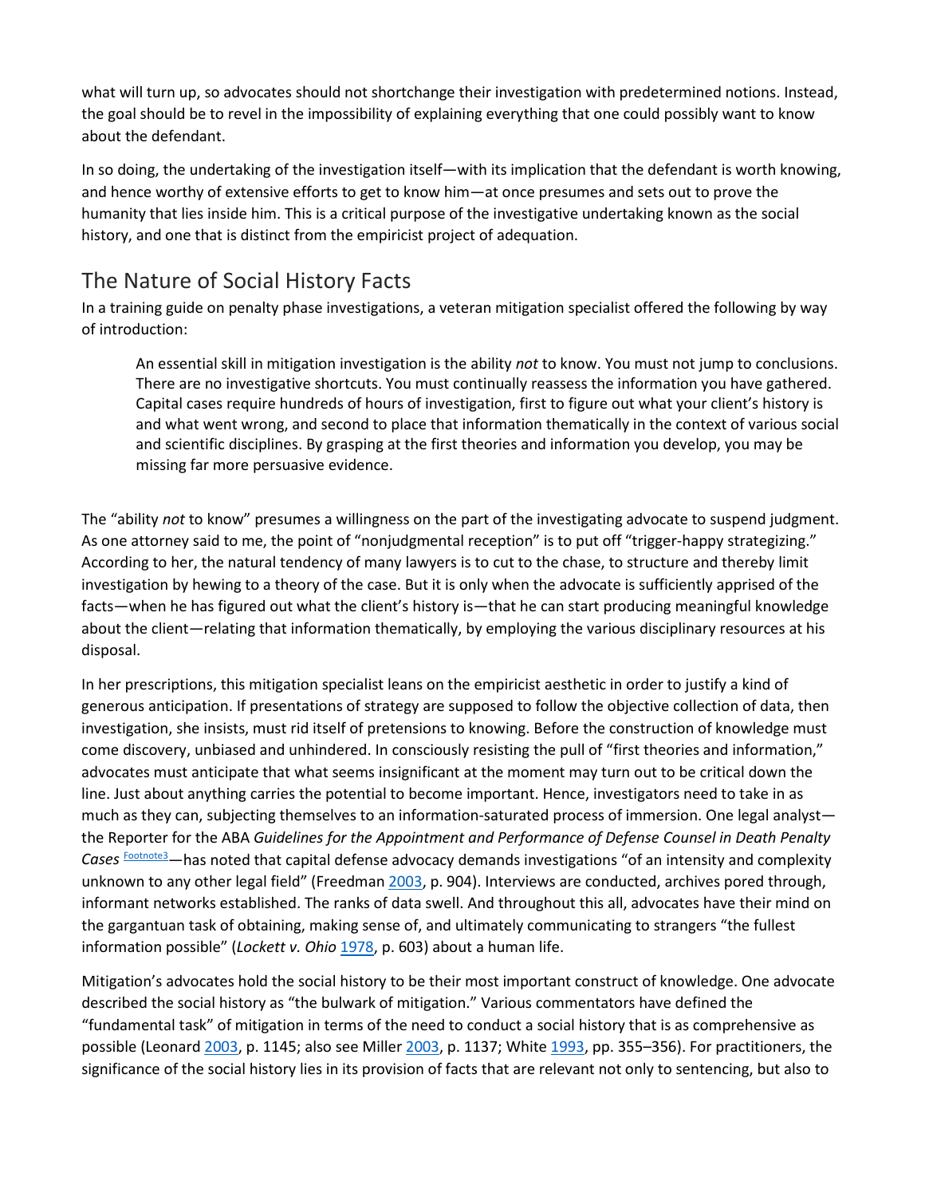what will turn up, so advocates should not shortchange their investigation with predetermined notions. Instead, the goal should be to revel in the impossibility of explaining everything that one could possibly want to know about the defendant.

In so doing, the undertaking of the investigation itself—with its implication that the defendant is worth knowing, and hence worthy of extensive efforts to get to know him—at once presumes and sets out to prove the humanity that lies inside him. This is a critical purpose of the investigative undertaking known as the social history, and one that is distinct from the empiricist project of adequation.

## The Nature of Social History Facts

In a training guide on penalty phase investigations, a veteran mitigation specialist offered the following by way of introduction:

> An essential skill in mitigation investigation is the ability *not* to know. You must not jump to conclusions. There are no investigative shortcuts. You must continually reassess the information you have gathered. Capital cases require hundreds of hours of investigation, first to figure out what your client's history is and what went wrong, and second to place that information thematically in the context of various social and scientific disciplines. By grasping at the first theories and information you develop, you may be missing far more persuasive evidence.

The "ability *not* to know" presumes a willingness on the part of the investigating advocate to suspend judgment. As one attorney said to me, the point of "nonjudgmental reception" is to put off "trigger-happy strategizing." According to her, the natural tendency of many lawyers is to cut to the chase, to structure and thereby limit investigation by hewing to a theory of the case. But it is only when the advocate is sufficiently apprised of the facts—when he has figured out what the client's history is—that he can start producing meaningful knowledge about the client—relating that information thematically, by employing the various disciplinary resources at his disposal.

In her prescriptions, this mitigation specialist leans on the empiricist aesthetic in order to justify a kind of generous anticipation. If presentations of strategy are supposed to follow the objective collection of data, then investigation, she insists, must rid itself of pretensions to knowing. Before the construction of knowledge must come discovery, unbiased and unhindered. In consciously resisting the pull of "first theories and information," advocates must anticipate that what seems insignificant at the moment may turn out to be critical down the line. Just about anything carries the potential to become important. Hence, investigators need to take in as much as they can, subjecting themselves to an information-saturated process of immersion. One legal analyst—the Reporter for the ABA *Guidelines for the Appointment and Performance of Defense Counsel in Death Penalty Cases* [Footnote3]—has noted that capital defense advocacy demands investigations "of an intensity and complexity unknown to any other legal field" (Freedman 2003, p. 904). Interviews are conducted, archives pored through, informant networks established. The ranks of data swell. And throughout this all, advocates have their mind on the gargantuan task of obtaining, making sense of, and ultimately communicating to strangers "the fullest information possible" (*Lockett v. Ohio* 1978, p. 603) about a human life.

Mitigation's advocates hold the social history to be their most important construct of knowledge. One advocate described the social history as "the bulwark of mitigation." Various commentators have defined the "fundamental task" of mitigation in terms of the need to conduct a social history that is as comprehensive as possible (Leonard 2003, p. 1145; also see Miller 2003, p. 1137; White 1993, pp. 355–356). For practitioners, the significance of the social history lies in its provision of facts that are relevant not only to sentencing, but also to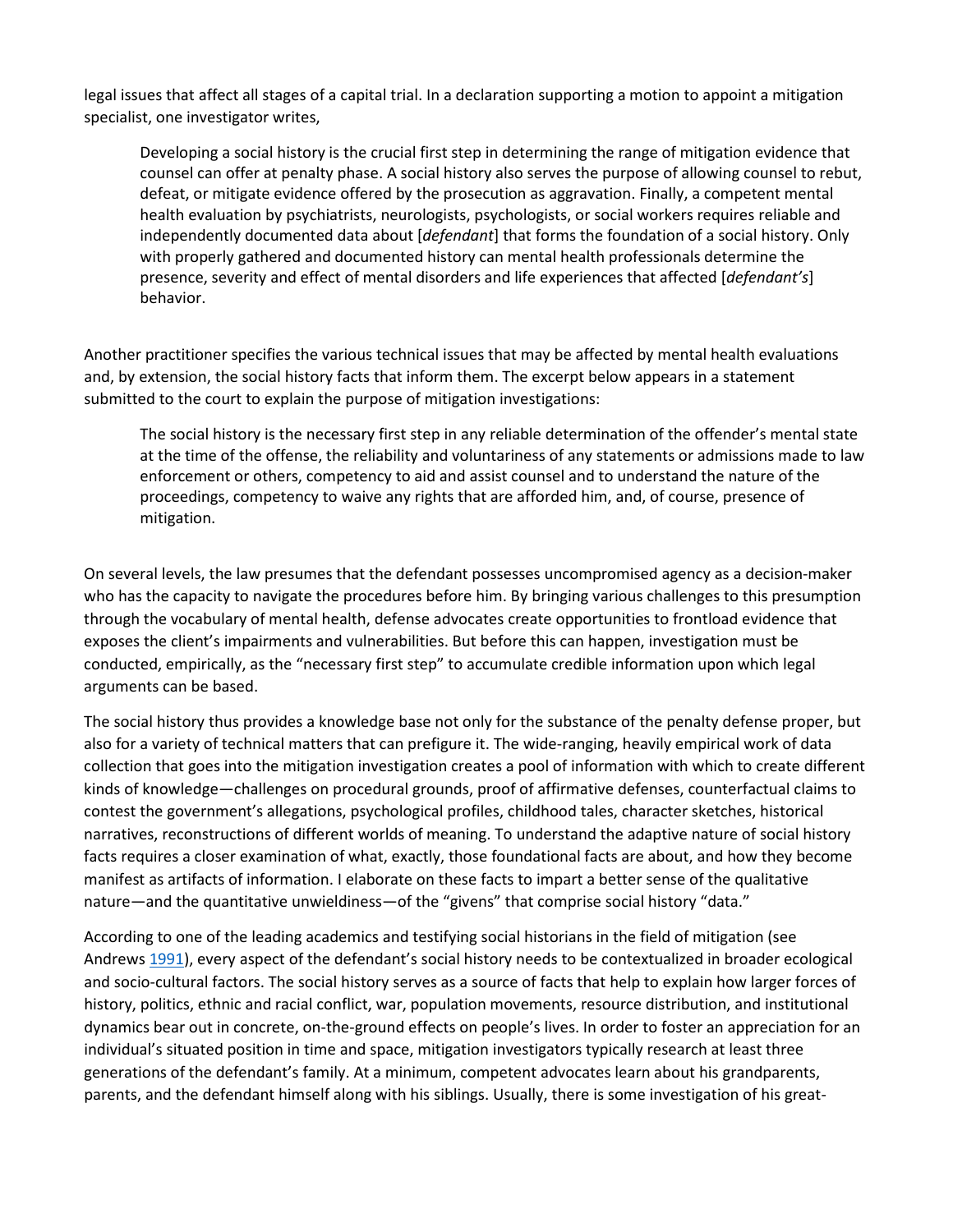legal issues that affect all stages of a capital trial. In a declaration supporting a motion to appoint a mitigation specialist, one investigator writes,

> Developing a social history is the crucial first step in determining the range of mitigation evidence that counsel can offer at penalty phase. A social history also serves the purpose of allowing counsel to rebut, defeat, or mitigate evidence offered by the prosecution as aggravation. Finally, a competent mental health evaluation by psychiatrists, neurologists, psychologists, or social workers requires reliable and independently documented data about [*defendant*] that forms the foundation of a social history. Only with properly gathered and documented history can mental health professionals determine the presence, severity and effect of mental disorders and life experiences that affected [*defendant's*] behavior.

Another practitioner specifies the various technical issues that may be affected by mental health evaluations and, by extension, the social history facts that inform them. The excerpt below appears in a statement submitted to the court to explain the purpose of mitigation investigations:

> The social history is the necessary first step in any reliable determination of the offender's mental state at the time of the offense, the reliability and voluntariness of any statements or admissions made to law enforcement or others, competency to aid and assist counsel and to understand the nature of the proceedings, competency to waive any rights that are afforded him, and, of course, presence of mitigation.

On several levels, the law presumes that the defendant possesses uncompromised agency as a decision-maker who has the capacity to navigate the procedures before him. By bringing various challenges to this presumption through the vocabulary of mental health, defense advocates create opportunities to frontload evidence that exposes the client's impairments and vulnerabilities. But before this can happen, investigation must be conducted, empirically, as the "necessary first step" to accumulate credible information upon which legal arguments can be based.

The social history thus provides a knowledge base not only for the substance of the penalty defense proper, but also for a variety of technical matters that can prefigure it. The wide-ranging, heavily empirical work of data collection that goes into the mitigation investigation creates a pool of information with which to create different kinds of knowledge—challenges on procedural grounds, proof of affirmative defenses, counterfactual claims to contest the government's allegations, psychological profiles, childhood tales, character sketches, historical narratives, reconstructions of different worlds of meaning. To understand the adaptive nature of social history facts requires a closer examination of what, exactly, those foundational facts are about, and how they become manifest as artifacts of information. I elaborate on these facts to impart a better sense of the qualitative nature—and the quantitative unwieldiness—of the "givens" that comprise social history "data."

According to one of the leading academics and testifying social historians in the field of mitigation (see Andrews 1991), every aspect of the defendant's social history needs to be contextualized in broader ecological and socio-cultural factors. The social history serves as a source of facts that help to explain how larger forces of history, politics, ethnic and racial conflict, war, population movements, resource distribution, and institutional dynamics bear out in concrete, on-the-ground effects on people's lives. In order to foster an appreciation for an individual's situated position in time and space, mitigation investigators typically research at least three generations of the defendant's family. At a minimum, competent advocates learn about his grandparents, parents, and the defendant himself along with his siblings. Usually, there is some investigation of his great-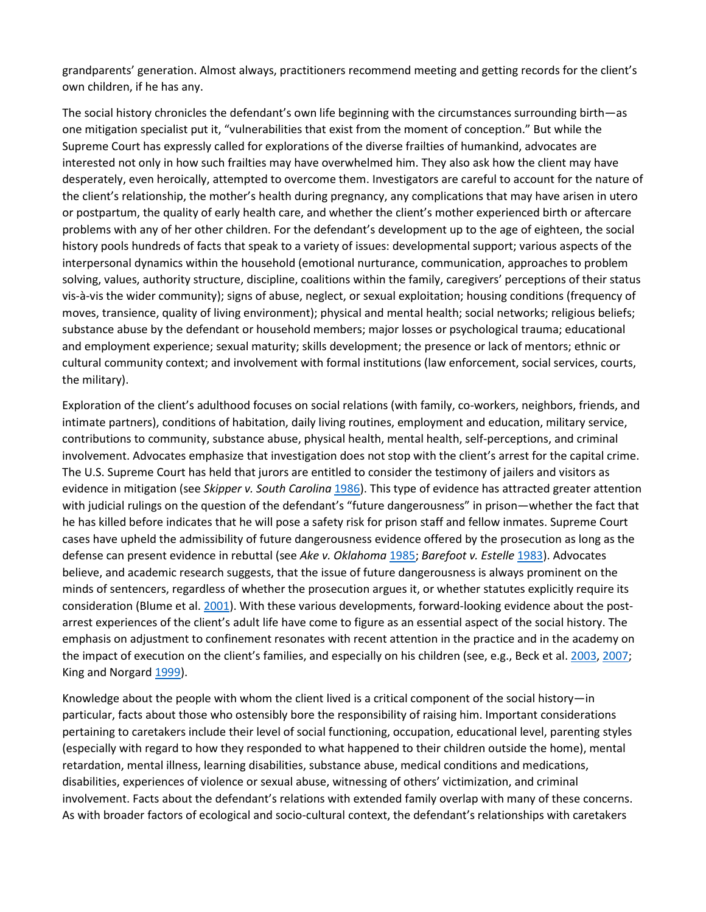grandparents' generation. Almost always, practitioners recommend meeting and getting records for the client's own children, if he has any.

The social history chronicles the defendant's own life beginning with the circumstances surrounding birth—as one mitigation specialist put it, "vulnerabilities that exist from the moment of conception." But while the Supreme Court has expressly called for explorations of the diverse frailties of humankind, advocates are interested not only in how such frailties may have overwhelmed him. They also ask how the client may have desperately, even heroically, attempted to overcome them. Investigators are careful to account for the nature of the client's relationship, the mother's health during pregnancy, any complications that may have arisen in utero or postpartum, the quality of early health care, and whether the client's mother experienced birth or aftercare problems with any of her other children. For the defendant's development up to the age of eighteen, the social history pools hundreds of facts that speak to a variety of issues: developmental support; various aspects of the interpersonal dynamics within the household (emotional nurturance, communication, approaches to problem solving, values, authority structure, discipline, coalitions within the family, caregivers' perceptions of their status vis-à-vis the wider community); signs of abuse, neglect, or sexual exploitation; housing conditions (frequency of moves, transience, quality of living environment); physical and mental health; social networks; religious beliefs; substance abuse by the defendant or household members; major losses or psychological trauma; educational and employment experience; sexual maturity; skills development; the presence or lack of mentors; ethnic or cultural community context; and involvement with formal institutions (law enforcement, social services, courts, the military).

Exploration of the client's adulthood focuses on social relations (with family, co-workers, neighbors, friends, and intimate partners), conditions of habitation, daily living routines, employment and education, military service, contributions to community, substance abuse, physical health, mental health, self-perceptions, and criminal involvement. Advocates emphasize that investigation does not stop with the client's arrest for the capital crime. The U.S. Supreme Court has held that jurors are entitled to consider the testimony of jailers and visitors as evidence in mitigation (see *Skipper v. South Carolina* 1986). This type of evidence has attracted greater attention with judicial rulings on the question of the defendant's "future dangerousness" in prison—whether the fact that he has killed before indicates that he will pose a safety risk for prison staff and fellow inmates. Supreme Court cases have upheld the admissibility of future dangerousness evidence offered by the prosecution as long as the defense can present evidence in rebuttal (see *Ake v. Oklahoma* 1985; *Barefoot v. Estelle* 1983). Advocates believe, and academic research suggests, that the issue of future dangerousness is always prominent on the minds of sentencers, regardless of whether the prosecution argues it, or whether statutes explicitly require its consideration (Blume et al. 2001). With these various developments, forward-looking evidence about the post-arrest experiences of the client's adult life have come to figure as an essential aspect of the social history. The emphasis on adjustment to confinement resonates with recent attention in the practice and in the academy on the impact of execution on the client's families, and especially on his children (see, e.g., Beck et al. 2003, 2007; King and Norgard 1999).

Knowledge about the people with whom the client lived is a critical component of the social history—in particular, facts about those who ostensibly bore the responsibility of raising him. Important considerations pertaining to caretakers include their level of social functioning, occupation, educational level, parenting styles (especially with regard to how they responded to what happened to their children outside the home), mental retardation, mental illness, learning disabilities, substance abuse, medical conditions and medications, disabilities, experiences of violence or sexual abuse, witnessing of others' victimization, and criminal involvement. Facts about the defendant's relations with extended family overlap with many of these concerns. As with broader factors of ecological and socio-cultural context, the defendant's relationships with caretakers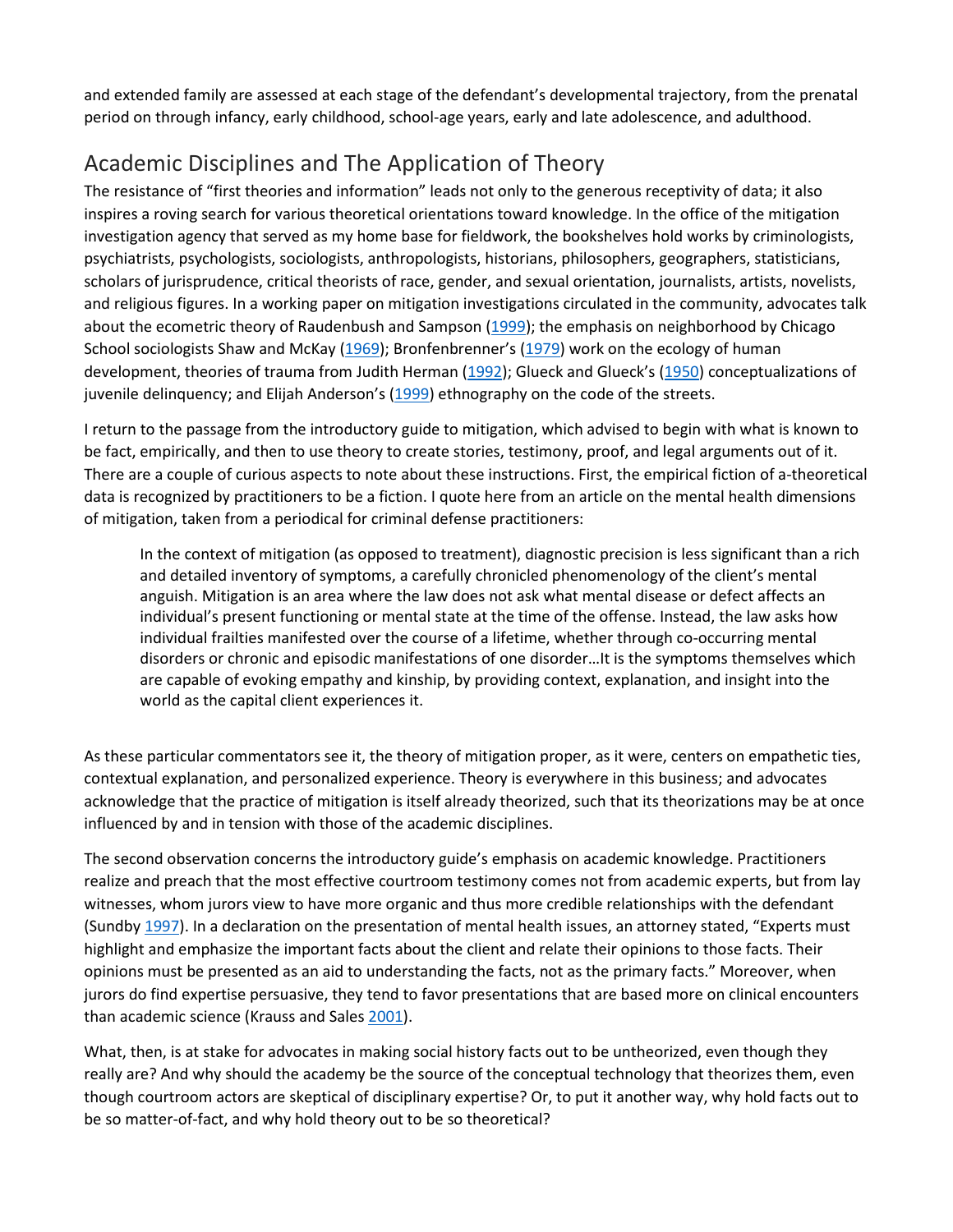and extended family are assessed at each stage of the defendant's developmental trajectory, from the prenatal period on through infancy, early childhood, school-age years, early and late adolescence, and adulthood.

## Academic Disciplines and The Application of Theory

The resistance of "first theories and information" leads not only to the generous receptivity of data; it also inspires a roving search for various theoretical orientations toward knowledge. In the office of the mitigation investigation agency that served as my home base for fieldwork, the bookshelves hold works by criminologists, psychiatrists, psychologists, sociologists, anthropologists, historians, philosophers, geographers, statisticians, scholars of jurisprudence, critical theorists of race, gender, and sexual orientation, journalists, artists, novelists, and religious figures. In a working paper on mitigation investigations circulated in the community, advocates talk about the ecometric theory of Raudenbush and Sampson (1999); the emphasis on neighborhood by Chicago School sociologists Shaw and McKay (1969); Bronfenbrenner's (1979) work on the ecology of human development, theories of trauma from Judith Herman (1992); Glueck and Glueck's (1950) conceptualizations of juvenile delinquency; and Elijah Anderson's (1999) ethnography on the code of the streets.

I return to the passage from the introductory guide to mitigation, which advised to begin with what is known to be fact, empirically, and then to use theory to create stories, testimony, proof, and legal arguments out of it. There are a couple of curious aspects to note about these instructions. First, the empirical fiction of a-theoretical data is recognized by practitioners to be a fiction. I quote here from an article on the mental health dimensions of mitigation, taken from a periodical for criminal defense practitioners:

> In the context of mitigation (as opposed to treatment), diagnostic precision is less significant than a rich and detailed inventory of symptoms, a carefully chronicled phenomenology of the client's mental anguish. Mitigation is an area where the law does not ask what mental disease or defect affects an individual's present functioning or mental state at the time of the offense. Instead, the law asks how individual frailties manifested over the course of a lifetime, whether through co-occurring mental disorders or chronic and episodic manifestations of one disorder…It is the symptoms themselves which are capable of evoking empathy and kinship, by providing context, explanation, and insight into the world as the capital client experiences it.

As these particular commentators see it, the theory of mitigation proper, as it were, centers on empathetic ties, contextual explanation, and personalized experience. Theory is everywhere in this business; and advocates acknowledge that the practice of mitigation is itself already theorized, such that its theorizations may be at once influenced by and in tension with those of the academic disciplines.

The second observation concerns the introductory guide's emphasis on academic knowledge. Practitioners realize and preach that the most effective courtroom testimony comes not from academic experts, but from lay witnesses, whom jurors view to have more organic and thus more credible relationships with the defendant (Sundby 1997). In a declaration on the presentation of mental health issues, an attorney stated, "Experts must highlight and emphasize the important facts about the client and relate their opinions to those facts. Their opinions must be presented as an aid to understanding the facts, not as the primary facts." Moreover, when jurors do find expertise persuasive, they tend to favor presentations that are based more on clinical encounters than academic science (Krauss and Sales 2001).

What, then, is at stake for advocates in making social history facts out to be untheorized, even though they really are? And why should the academy be the source of the conceptual technology that theorizes them, even though courtroom actors are skeptical of disciplinary expertise? Or, to put it another way, why hold facts out to be so matter-of-fact, and why hold theory out to be so theoretical?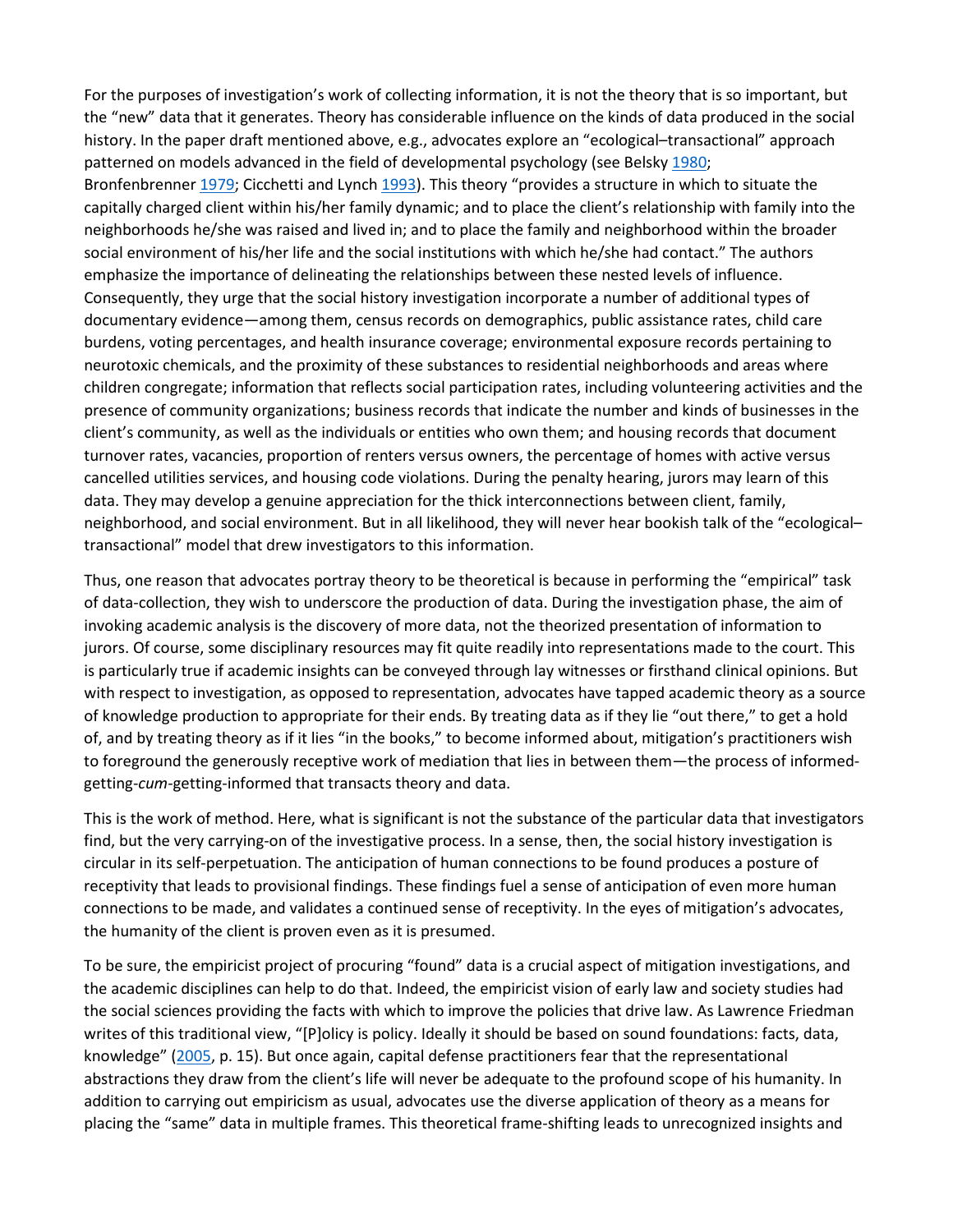For the purposes of investigation's work of collecting information, it is not the theory that is so important, but the "new" data that it generates. Theory has considerable influence on the kinds of data produced in the social history. In the paper draft mentioned above, e.g., advocates explore an "ecological–transactional" approach patterned on models advanced in the field of developmental psychology (see Belsky 1980; Bronfenbrenner 1979; Cicchetti and Lynch 1993). This theory "provides a structure in which to situate the capitally charged client within his/her family dynamic; and to place the client's relationship with family into the neighborhoods he/she was raised and lived in; and to place the family and neighborhood within the broader social environment of his/her life and the social institutions with which he/she had contact." The authors emphasize the importance of delineating the relationships between these nested levels of influence. Consequently, they urge that the social history investigation incorporate a number of additional types of documentary evidence—among them, census records on demographics, public assistance rates, child care burdens, voting percentages, and health insurance coverage; environmental exposure records pertaining to neurotoxic chemicals, and the proximity of these substances to residential neighborhoods and areas where children congregate; information that reflects social participation rates, including volunteering activities and the presence of community organizations; business records that indicate the number and kinds of businesses in the client's community, as well as the individuals or entities who own them; and housing records that document turnover rates, vacancies, proportion of renters versus owners, the percentage of homes with active versus cancelled utilities services, and housing code violations. During the penalty hearing, jurors may learn of this data. They may develop a genuine appreciation for the thick interconnections between client, family, neighborhood, and social environment. But in all likelihood, they will never hear bookish talk of the "ecological–transactional" model that drew investigators to this information.

Thus, one reason that advocates portray theory to be theoretical is because in performing the "empirical" task of data-collection, they wish to underscore the production of data. During the investigation phase, the aim of invoking academic analysis is the discovery of more data, not the theorized presentation of information to jurors. Of course, some disciplinary resources may fit quite readily into representations made to the court. This is particularly true if academic insights can be conveyed through lay witnesses or firsthand clinical opinions. But with respect to investigation, as opposed to representation, advocates have tapped academic theory as a source of knowledge production to appropriate for their ends. By treating data as if they lie "out there," to get a hold of, and by treating theory as if it lies "in the books," to become informed about, mitigation's practitioners wish to foreground the generously receptive work of mediation that lies in between them—the process of informed-getting-*cum*-getting-informed that transacts theory and data.

This is the work of method. Here, what is significant is not the substance of the particular data that investigators find, but the very carrying-on of the investigative process. In a sense, then, the social history investigation is circular in its self-perpetuation. The anticipation of human connections to be found produces a posture of receptivity that leads to provisional findings. These findings fuel a sense of anticipation of even more human connections to be made, and validates a continued sense of receptivity. In the eyes of mitigation's advocates, the humanity of the client is proven even as it is presumed.

To be sure, the empiricist project of procuring "found" data is a crucial aspect of mitigation investigations, and the academic disciplines can help to do that. Indeed, the empiricist vision of early law and society studies had the social sciences providing the facts with which to improve the policies that drive law. As Lawrence Friedman writes of this traditional view, "[P]olicy is policy. Ideally it should be based on sound foundations: facts, data, knowledge" (2005, p. 15). But once again, capital defense practitioners fear that the representational abstractions they draw from the client's life will never be adequate to the profound scope of his humanity. In addition to carrying out empiricism as usual, advocates use the diverse application of theory as a means for placing the "same" data in multiple frames. This theoretical frame-shifting leads to unrecognized insights and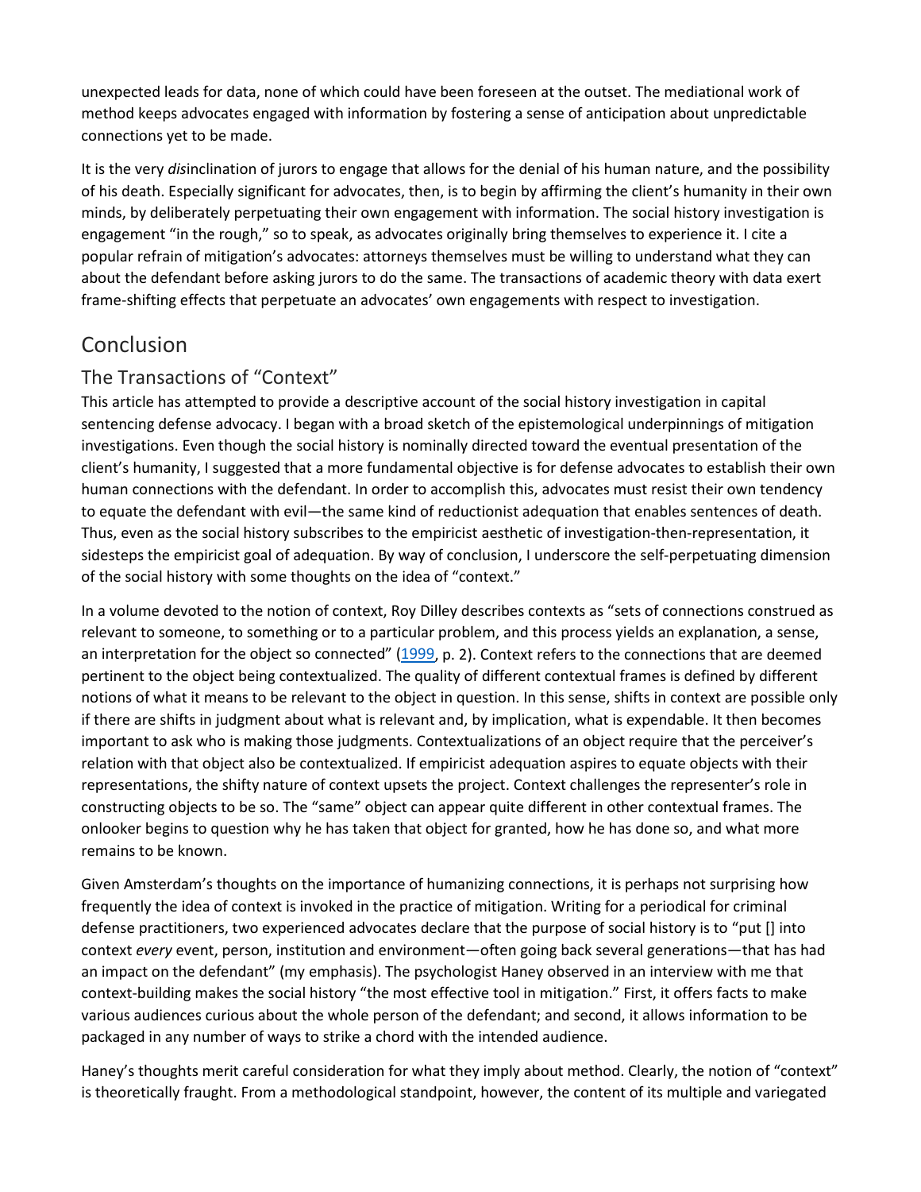unexpected leads for data, none of which could have been foreseen at the outset. The mediational work of method keeps advocates engaged with information by fostering a sense of anticipation about unpredictable connections yet to be made.

It is the very *dis*inclination of jurors to engage that allows for the denial of his human nature, and the possibility of his death. Especially significant for advocates, then, is to begin by affirming the client's humanity in their own minds, by deliberately perpetuating their own engagement with information. The social history investigation is engagement "in the rough," so to speak, as advocates originally bring themselves to experience it. I cite a popular refrain of mitigation's advocates: attorneys themselves must be willing to understand what they can about the defendant before asking jurors to do the same. The transactions of academic theory with data exert frame-shifting effects that perpetuate an advocates' own engagements with respect to investigation.

## Conclusion

### The Transactions of "Context"

This article has attempted to provide a descriptive account of the social history investigation in capital sentencing defense advocacy. I began with a broad sketch of the epistemological underpinnings of mitigation investigations. Even though the social history is nominally directed toward the eventual presentation of the client's humanity, I suggested that a more fundamental objective is for defense advocates to establish their own human connections with the defendant. In order to accomplish this, advocates must resist their own tendency to equate the defendant with evil—the same kind of reductionist adequation that enables sentences of death. Thus, even as the social history subscribes to the empiricist aesthetic of investigation-then-representation, it sidesteps the empiricist goal of adequation. By way of conclusion, I underscore the self-perpetuating dimension of the social history with some thoughts on the idea of "context."

In a volume devoted to the notion of context, Roy Dilley describes contexts as "sets of connections construed as relevant to someone, to something or to a particular problem, and this process yields an explanation, a sense, an interpretation for the object so connected" (1999, p. 2). Context refers to the connections that are deemed pertinent to the object being contextualized. The quality of different contextual frames is defined by different notions of what it means to be relevant to the object in question. In this sense, shifts in context are possible only if there are shifts in judgment about what is relevant and, by implication, what is expendable. It then becomes important to ask who is making those judgments. Contextualizations of an object require that the perceiver's relation with that object also be contextualized. If empiricist adequation aspires to equate objects with their representations, the shifty nature of context upsets the project. Context challenges the representer's role in constructing objects to be so. The "same" object can appear quite different in other contextual frames. The onlooker begins to question why he has taken that object for granted, how he has done so, and what more remains to be known.

Given Amsterdam's thoughts on the importance of humanizing connections, it is perhaps not surprising how frequently the idea of context is invoked in the practice of mitigation. Writing for a periodical for criminal defense practitioners, two experienced advocates declare that the purpose of social history is to "put [] into context *every* event, person, institution and environment—often going back several generations—that has had an impact on the defendant" (my emphasis). The psychologist Haney observed in an interview with me that context-building makes the social history "the most effective tool in mitigation." First, it offers facts to make various audiences curious about the whole person of the defendant; and second, it allows information to be packaged in any number of ways to strike a chord with the intended audience.

Haney's thoughts merit careful consideration for what they imply about method. Clearly, the notion of "context" is theoretically fraught. From a methodological standpoint, however, the content of its multiple and variegated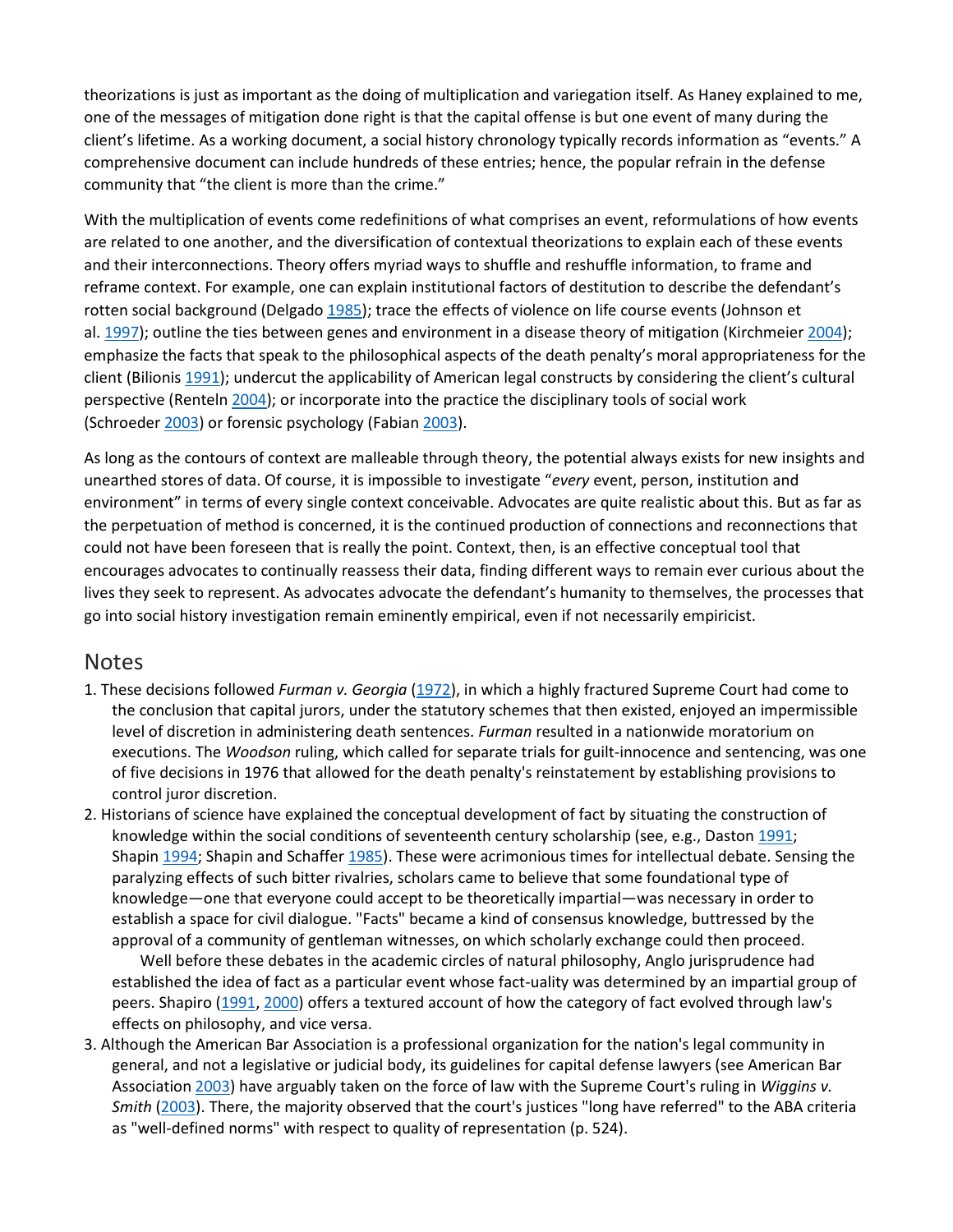theorizations is just as important as the doing of multiplication and variegation itself. As Haney explained to me, one of the messages of mitigation done right is that the capital offense is but one event of many during the client's lifetime. As a working document, a social history chronology typically records information as "events." A comprehensive document can include hundreds of these entries; hence, the popular refrain in the defense community that "the client is more than the crime."

With the multiplication of events come redefinitions of what comprises an event, reformulations of how events are related to one another, and the diversification of contextual theorizations to explain each of these events and their interconnections. Theory offers myriad ways to shuffle and reshuffle information, to frame and reframe context. For example, one can explain institutional factors of destitution to describe the defendant's rotten social background (Delgado 1985); trace the effects of violence on life course events (Johnson et al. 1997); outline the ties between genes and environment in a disease theory of mitigation (Kirchmeier 2004); emphasize the facts that speak to the philosophical aspects of the death penalty's moral appropriateness for the client (Bilionis 1991); undercut the applicability of American legal constructs by considering the client's cultural perspective (Renteln 2004); or incorporate into the practice the disciplinary tools of social work (Schroeder 2003) or forensic psychology (Fabian 2003).

As long as the contours of context are malleable through theory, the potential always exists for new insights and unearthed stores of data. Of course, it is impossible to investigate "*every* event, person, institution and environment" in terms of every single context conceivable. Advocates are quite realistic about this. But as far as the perpetuation of method is concerned, it is the continued production of connections and reconnections that could not have been foreseen that is really the point. Context, then, is an effective conceptual tool that encourages advocates to continually reassess their data, finding different ways to remain ever curious about the lives they seek to represent. As advocates advocate the defendant's humanity to themselves, the processes that go into social history investigation remain eminently empirical, even if not necessarily empiricist.

## Notes

1. These decisions followed *Furman v. Georgia* (1972), in which a highly fractured Supreme Court had come to the conclusion that capital jurors, under the statutory schemes that then existed, enjoyed an impermissible level of discretion in administering death sentences. *Furman* resulted in a nationwide moratorium on executions. The *Woodson* ruling, which called for separate trials for guilt-innocence and sentencing, was one of five decisions in 1976 that allowed for the death penalty's reinstatement by establishing provisions to control juror discretion.
2. Historians of science have explained the conceptual development of fact by situating the construction of knowledge within the social conditions of seventeenth century scholarship (see, e.g., Daston 1991; Shapin 1994; Shapin and Schaffer 1985). These were acrimonious times for intellectual debate. Sensing the paralyzing effects of such bitter rivalries, scholars came to believe that some foundational type of knowledge—one that everyone could accept to be theoretically impartial—was necessary in order to establish a space for civil dialogue. "Facts" became a kind of consensus knowledge, buttressed by the approval of a community of gentleman witnesses, on which scholarly exchange could then proceed.

   Well before these debates in the academic circles of natural philosophy, Anglo jurisprudence had established the idea of fact as a particular event whose fact-uality was determined by an impartial group of peers. Shapiro (1991, 2000) offers a textured account of how the category of fact evolved through law's effects on philosophy, and vice versa.
3. Although the American Bar Association is a professional organization for the nation's legal community in general, and not a legislative or judicial body, its guidelines for capital defense lawyers (see American Bar Association 2003) have arguably taken on the force of law with the Supreme Court's ruling in *Wiggins v. Smith* (2003). There, the majority observed that the court's justices "long have referred" to the ABA criteria as "well-defined norms" with respect to quality of representation (p. 524).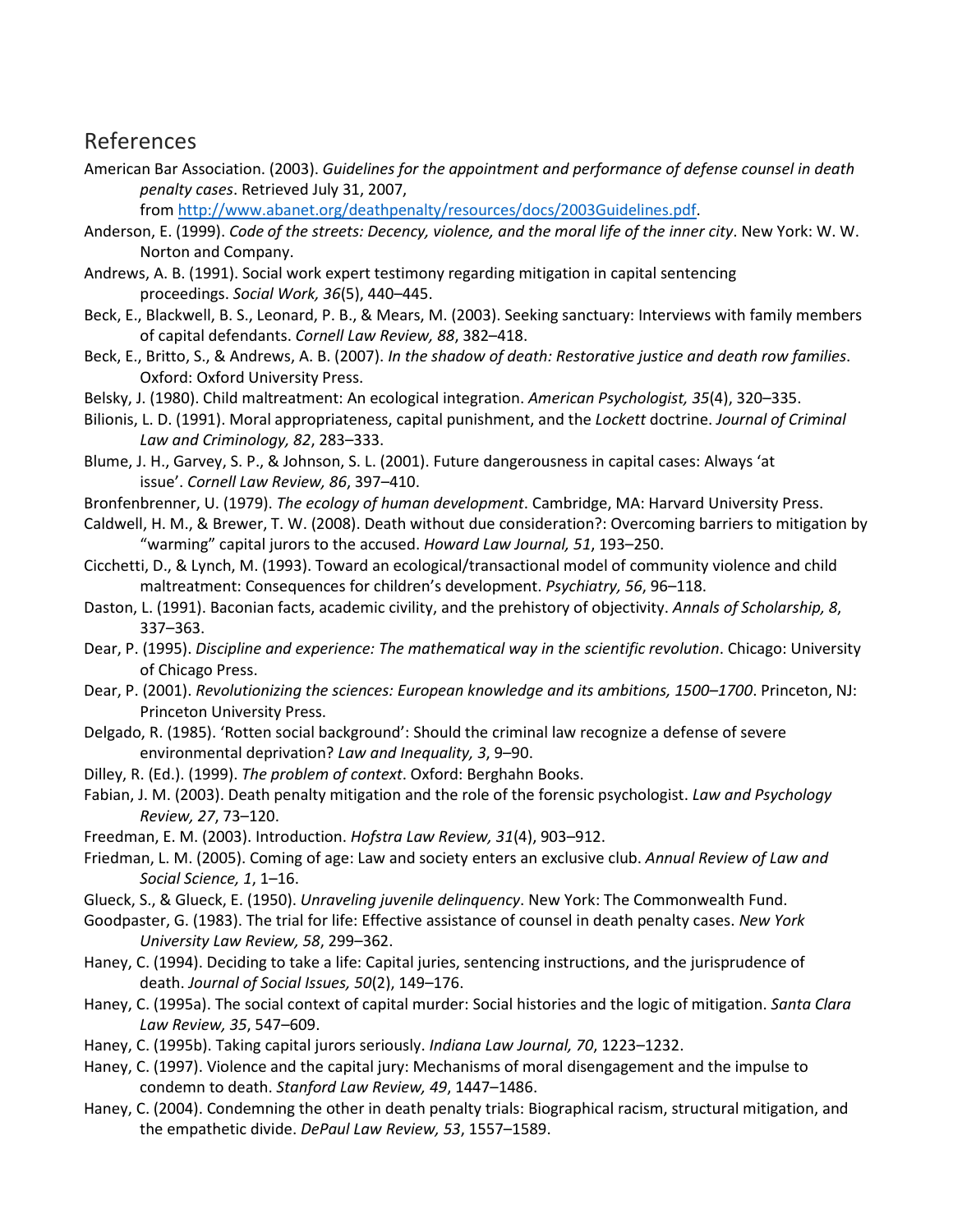## References

American Bar Association. (2003). *Guidelines for the appointment and performance of defense counsel in death penalty cases*. Retrieved July 31, 2007, from http://www.abanet.org/deathpenalty/resources/docs/2003Guidelines.pdf.

Anderson, E. (1999). *Code of the streets: Decency, violence, and the moral life of the inner city*. New York: W. W. Norton and Company.

Andrews, A. B. (1991). Social work expert testimony regarding mitigation in capital sentencing proceedings. *Social Work, 36*(5), 440–445.

Beck, E., Blackwell, B. S., Leonard, P. B., & Mears, M. (2003). Seeking sanctuary: Interviews with family members of capital defendants. *Cornell Law Review, 88*, 382–418.

Beck, E., Britto, S., & Andrews, A. B. (2007). *In the shadow of death: Restorative justice and death row families*. Oxford: Oxford University Press.

Belsky, J. (1980). Child maltreatment: An ecological integration. *American Psychologist, 35*(4), 320–335.

Bilionis, L. D. (1991). Moral appropriateness, capital punishment, and the *Lockett* doctrine. *Journal of Criminal Law and Criminology, 82*, 283–333.

Blume, J. H., Garvey, S. P., & Johnson, S. L. (2001). Future dangerousness in capital cases: Always 'at issue'. *Cornell Law Review, 86*, 397–410.

Bronfenbrenner, U. (1979). *The ecology of human development*. Cambridge, MA: Harvard University Press.

Caldwell, H. M., & Brewer, T. W. (2008). Death without due consideration?: Overcoming barriers to mitigation by "warming" capital jurors to the accused. *Howard Law Journal, 51*, 193–250.

Cicchetti, D., & Lynch, M. (1993). Toward an ecological/transactional model of community violence and child maltreatment: Consequences for children's development. *Psychiatry, 56*, 96–118.

Daston, L. (1991). Baconian facts, academic civility, and the prehistory of objectivity. *Annals of Scholarship, 8*, 337–363.

Dear, P. (1995). *Discipline and experience: The mathematical way in the scientific revolution*. Chicago: University of Chicago Press.

Dear, P. (2001). *Revolutionizing the sciences: European knowledge and its ambitions, 1500–1700*. Princeton, NJ: Princeton University Press.

Delgado, R. (1985). 'Rotten social background': Should the criminal law recognize a defense of severe environmental deprivation? *Law and Inequality, 3*, 9–90.

Dilley, R. (Ed.). (1999). *The problem of context*. Oxford: Berghahn Books.

Fabian, J. M. (2003). Death penalty mitigation and the role of the forensic psychologist. *Law and Psychology Review, 27*, 73–120.

Freedman, E. M. (2003). Introduction. *Hofstra Law Review, 31*(4), 903–912.

Friedman, L. M. (2005). Coming of age: Law and society enters an exclusive club. *Annual Review of Law and Social Science, 1*, 1–16.

Glueck, S., & Glueck, E. (1950). *Unraveling juvenile delinquency*. New York: The Commonwealth Fund.

Goodpaster, G. (1983). The trial for life: Effective assistance of counsel in death penalty cases. *New York University Law Review, 58*, 299–362.

Haney, C. (1994). Deciding to take a life: Capital juries, sentencing instructions, and the jurisprudence of death. *Journal of Social Issues, 50*(2), 149–176.

Haney, C. (1995a). The social context of capital murder: Social histories and the logic of mitigation. *Santa Clara Law Review, 35*, 547–609.

Haney, C. (1995b). Taking capital jurors seriously. *Indiana Law Journal, 70*, 1223–1232.

Haney, C. (1997). Violence and the capital jury: Mechanisms of moral disengagement and the impulse to condemn to death. *Stanford Law Review, 49*, 1447–1486.

Haney, C. (2004). Condemning the other in death penalty trials: Biographical racism, structural mitigation, and the empathetic divide. *DePaul Law Review, 53*, 1557–1589.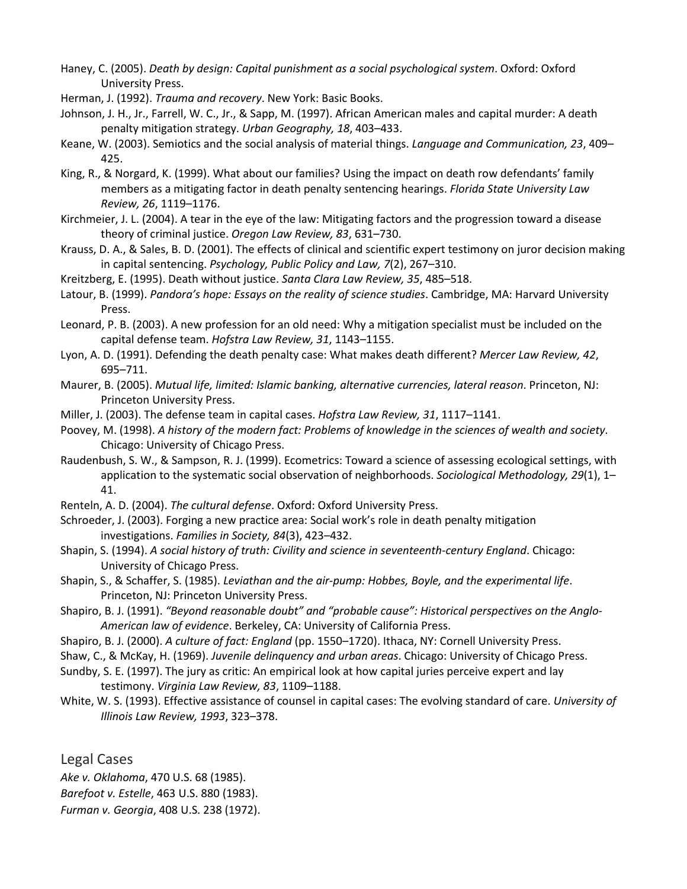Haney, C. (2005). *Death by design: Capital punishment as a social psychological system*. Oxford: Oxford University Press.

Herman, J. (1992). *Trauma and recovery*. New York: Basic Books.

Johnson, J. H., Jr., Farrell, W. C., Jr., & Sapp, M. (1997). African American males and capital murder: A death penalty mitigation strategy. *Urban Geography, 18*, 403–433.

Keane, W. (2003). Semiotics and the social analysis of material things. *Language and Communication, 23*, 409–425.

King, R., & Norgard, K. (1999). What about our families? Using the impact on death row defendants' family members as a mitigating factor in death penalty sentencing hearings. *Florida State University Law Review, 26*, 1119–1176.

Kirchmeier, J. L. (2004). A tear in the eye of the law: Mitigating factors and the progression toward a disease theory of criminal justice. *Oregon Law Review, 83*, 631–730.

Krauss, D. A., & Sales, B. D. (2001). The effects of clinical and scientific expert testimony on juror decision making in capital sentencing. *Psychology, Public Policy and Law, 7*(2), 267–310.

Kreitzberg, E. (1995). Death without justice. *Santa Clara Law Review, 35*, 485–518.

Latour, B. (1999). *Pandora's hope: Essays on the reality of science studies*. Cambridge, MA: Harvard University Press.

Leonard, P. B. (2003). A new profession for an old need: Why a mitigation specialist must be included on the capital defense team. *Hofstra Law Review, 31*, 1143–1155.

Lyon, A. D. (1991). Defending the death penalty case: What makes death different? *Mercer Law Review, 42*, 695–711.

Maurer, B. (2005). *Mutual life, limited: Islamic banking, alternative currencies, lateral reason*. Princeton, NJ: Princeton University Press.

Miller, J. (2003). The defense team in capital cases. *Hofstra Law Review, 31*, 1117–1141.

Poovey, M. (1998). *A history of the modern fact: Problems of knowledge in the sciences of wealth and society*. Chicago: University of Chicago Press.

Raudenbush, S. W., & Sampson, R. J. (1999). Ecometrics: Toward a science of assessing ecological settings, with application to the systematic social observation of neighborhoods. *Sociological Methodology, 29*(1), 1–41.

Renteln, A. D. (2004). *The cultural defense*. Oxford: Oxford University Press.

Schroeder, J. (2003). Forging a new practice area: Social work's role in death penalty mitigation investigations. *Families in Society, 84*(3), 423–432.

Shapin, S. (1994). *A social history of truth: Civility and science in seventeenth-century England*. Chicago: University of Chicago Press.

Shapin, S., & Schaffer, S. (1985). *Leviathan and the air-pump: Hobbes, Boyle, and the experimental life*. Princeton, NJ: Princeton University Press.

Shapiro, B. J. (1991). *"Beyond reasonable doubt" and "probable cause": Historical perspectives on the Anglo-American law of evidence*. Berkeley, CA: University of California Press.

Shapiro, B. J. (2000). *A culture of fact: England* (pp. 1550–1720). Ithaca, NY: Cornell University Press.

Shaw, C., & McKay, H. (1969). *Juvenile delinquency and urban areas*. Chicago: University of Chicago Press.

Sundby, S. E. (1997). The jury as critic: An empirical look at how capital juries perceive expert and lay testimony. *Virginia Law Review, 83*, 1109–1188.

White, W. S. (1993). Effective assistance of counsel in capital cases: The evolving standard of care. *University of Illinois Law Review, 1993*, 323–378.

## Legal Cases

*Ake v. Oklahoma*, 470 U.S. 68 (1985).

*Barefoot v. Estelle*, 463 U.S. 880 (1983).

*Furman v. Georgia*, 408 U.S. 238 (1972).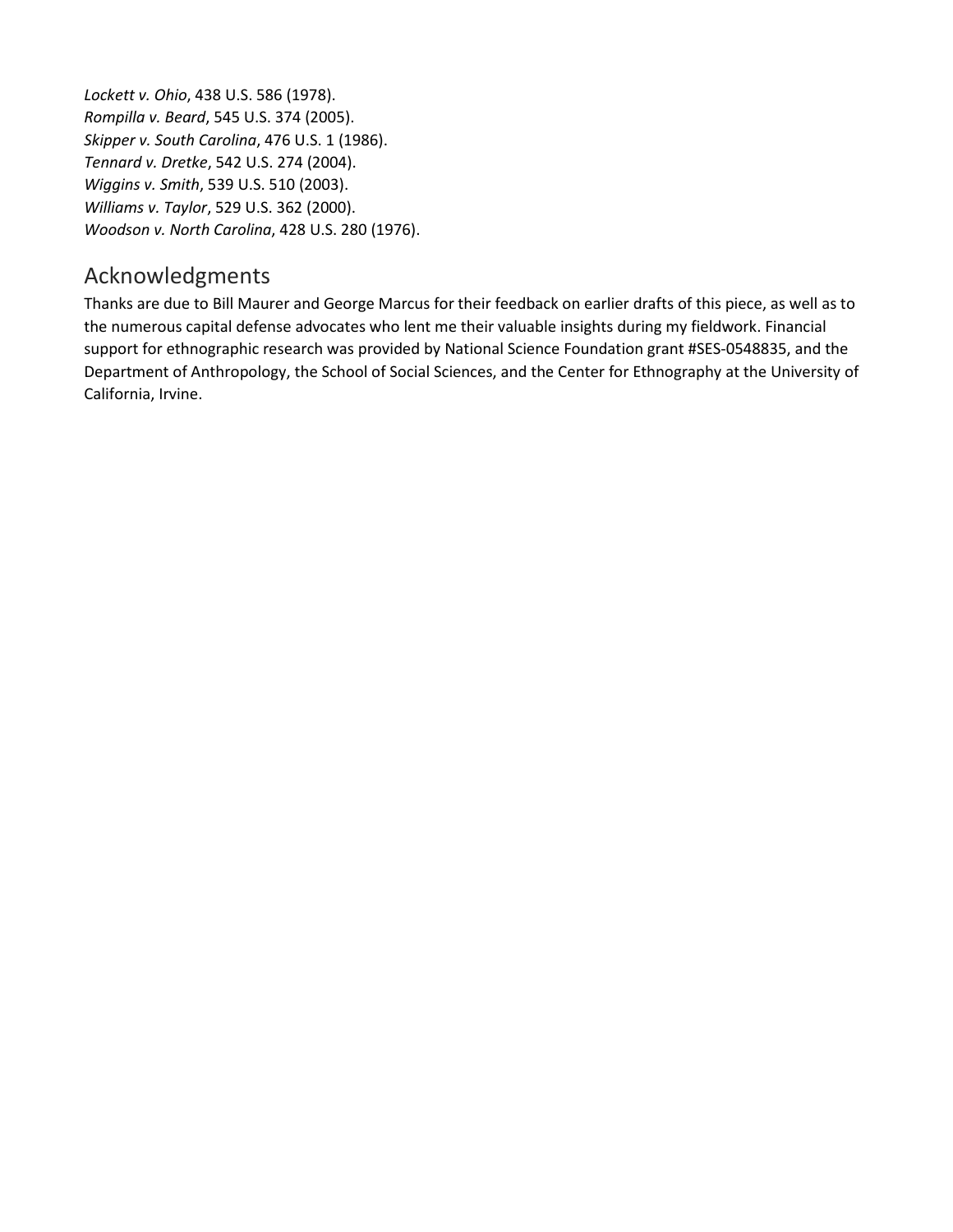*Lockett v. Ohio*, 438 U.S. 586 (1978).
*Rompilla v. Beard*, 545 U.S. 374 (2005).
*Skipper v. South Carolina*, 476 U.S. 1 (1986).
*Tennard v. Dretke*, 542 U.S. 274 (2004).
*Wiggins v. Smith*, 539 U.S. 510 (2003).
*Williams v. Taylor*, 529 U.S. 362 (2000).
*Woodson v. North Carolina*, 428 U.S. 280 (1976).

## Acknowledgments

Thanks are due to Bill Maurer and George Marcus for their feedback on earlier drafts of this piece, as well as to the numerous capital defense advocates who lent me their valuable insights during my fieldwork. Financial support for ethnographic research was provided by National Science Foundation grant #SES-0548835, and the Department of Anthropology, the School of Social Sciences, and the Center for Ethnography at the University of California, Irvine.